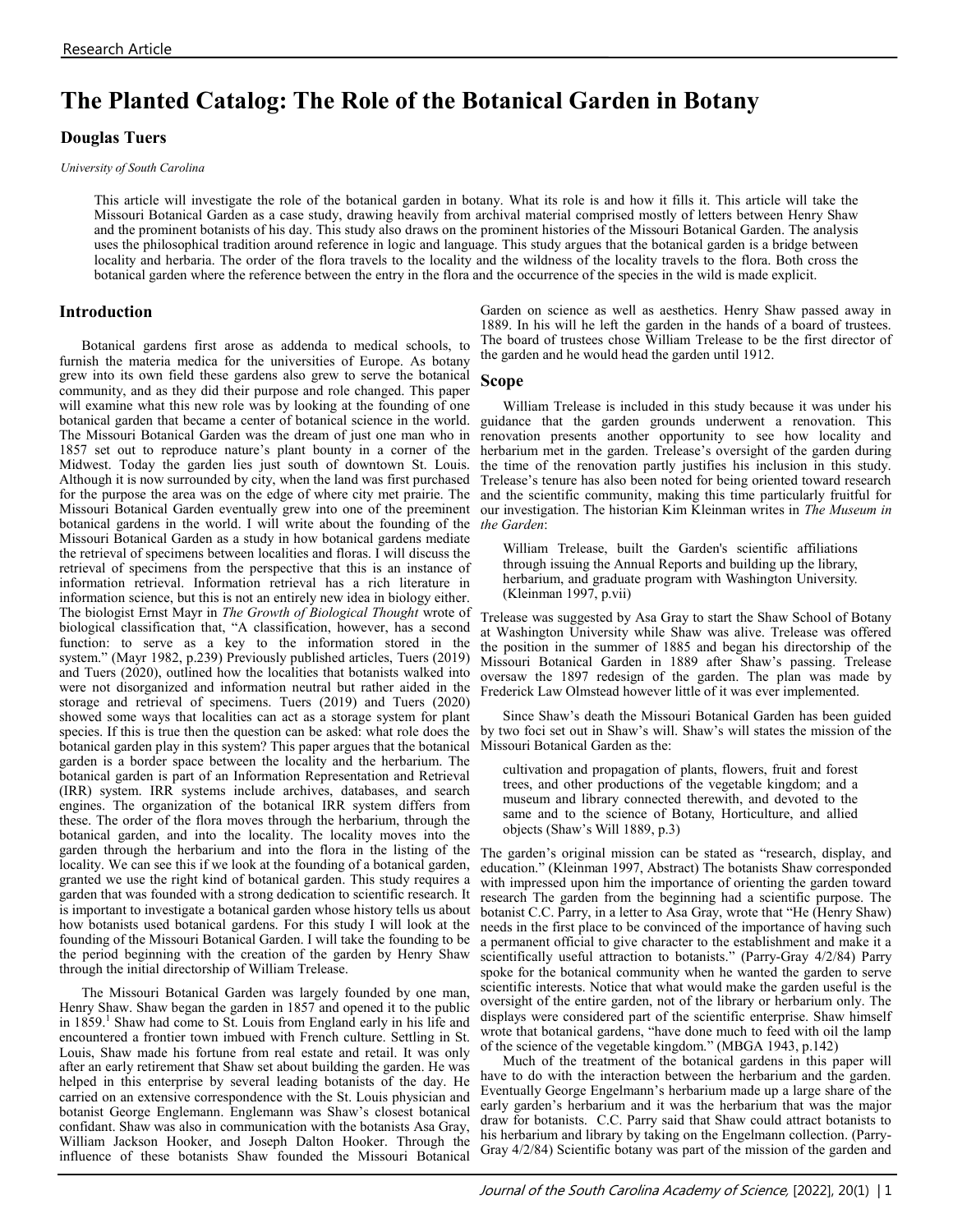Research Article

# The Planted Catalog: The Role of the Botanical Garden in Botany

**Douglas Tuers**

*University of South Carolina*

This article will investigate the role of the botanical garden in botany. What its role is and how it fills it. This article will take the Missouri Botanical Garden as a case study, drawing heavily from archival material comprised mostly of letters between Henry Shaw and the prominent botanists of his day. This study also draws on the prominent histories of the Missouri Botanical Garden. The analysis uses the philosophical tradition around reference in logic and language. This study argues that the botanical garden is a bridge between locality and herbaria. The order of the flora travels to the locality and the wildness of the locality travels to the flora. Both cross the botanical garden where the reference between the entry in the flora and the occurrence of the species in the wild is made explicit.

## Introduction

Botanical gardens first arose as addenda to medical schools, to furnish the materia medica for the universities of Europe. As botany grew into its own field these gardens also grew to serve the botanical community, and as they did their purpose and role changed. This paper will examine what this new role was by looking at the founding of one botanical garden that became a center of botanical science in the world. The Missouri Botanical Garden was the dream of just one man who in 1857 set out to reproduce nature's plant bounty in a corner of the Midwest. Today the garden lies just south of downtown St. Louis. Although it is now surrounded by city, when the land was first purchased for the purpose the area was on the edge of where city met prairie. The Missouri Botanical Garden eventually grew into one of the preeminent botanical gardens in the world. I will write about the founding of the Missouri Botanical Garden as a study in how botanical gardens mediate the retrieval of specimens between localities and floras. I will discuss the retrieval of specimens from the perspective that this is an instance of information retrieval. Information retrieval has a rich literature in information science, but this is not an entirely new idea in biology either. The biologist Ernst Mayr in *The Growth of Biological Thought* wrote of biological classification that, "A classification, however, has a second function: to serve as a key to the information stored in the system." (Mayr 1982, p.239) Previously published articles, Tuers (2019) and Tuers (2020), outlined how the localities that botanists walked into were not disorganized and information neutral but rather aided in the storage and retrieval of specimens. Tuers (2019) and Tuers (2020) showed some ways that localities can act as a storage system for plant species. If this is true then the question can be asked: what role does the botanical garden play in this system? This paper argues that the botanical garden is a border space between the locality and the herbarium. The botanical garden is part of an Information Representation and Retrieval (IRR) system. IRR systems include archives, databases, and search engines. The organization of the botanical IRR system differs from these. The order of the flora moves through the herbarium, through the botanical garden, and into the locality. The locality moves into the garden through the herbarium and into the flora in the listing of the locality. We can see this if we look at the founding of a botanical garden, granted we use the right kind of botanical garden. This study requires a garden that was founded with a strong dedication to scientific research. It is important to investigate a botanical garden whose history tells us about how botanists used botanical gardens. For this study I will look at the founding of the Missouri Botanical Garden. I will take the founding to be the period beginning with the creation of the garden by Henry Shaw through the initial directorship of William Trelease.

The Missouri Botanical Garden was largely founded by one man, Henry Shaw. Shaw began the garden in 1857 and opened it to the public in 1859.[1] Shaw had come to St. Louis from England early in his life and encountered a frontier town imbued with French culture. Settling in St. Louis, Shaw made his fortune from real estate and retail. It was only after an early retirement that Shaw set about building the garden. He was helped in this enterprise by several leading botanists of the day. He carried on an extensive correspondence with the St. Louis physician and botanist George Engelmann. Englemann was Shaw's closest botanical confidant. Shaw was also in communication with the botanists Asa Gray, William Jackson Hooker, and Joseph Dalton Hooker. Through the influence of these botanists Shaw founded the Missouri Botanical Garden on science as well as aesthetics. Henry Shaw passed away in 1889. In his will he left the garden in the hands of a board of trustees. The board of trustees chose William Trelease to be the first director of the garden and he would head the garden until 1912.

## Scope

William Trelease is included in this study because it was under his guidance that the garden grounds underwent a renovation. This renovation presents another opportunity to see how locality and herbarium met in the garden. Trelease's oversight of the garden during the time of the renovation partly justifies his inclusion in this study. Trelease's tenure has also been noted for being oriented toward research and the scientific community, making this time particularly fruitful for our investigation. The historian Kim Kleinman writes in *The Museum in the Garden*:

> William Trelease, built the Garden's scientific affiliations through issuing the Annual Reports and building up the library, herbarium, and graduate program with Washington University. (Kleinman 1997, p.vii)

Trelease was suggested by Asa Gray to start the Shaw School of Botany at Washington University while Shaw was alive. Trelease was offered the position in the summer of 1885 and began his directorship of the Missouri Botanical Garden in 1889 after Shaw's passing. Trelease oversaw the 1897 redesign of the garden. The plan was made by Frederick Law Olmstead however little of it was ever implemented.

Since Shaw's death the Missouri Botanical Garden has been guided by two foci set out in Shaw's will. Shaw's will states the mission of the Missouri Botanical Garden as the:

> cultivation and propagation of plants, flowers, fruit and forest trees, and other productions of the vegetable kingdom; and a museum and library connected therewith, and devoted to the same and to the science of Botany, Horticulture, and allied objects (Shaw's Will 1889, p.3)

The garden's original mission can be stated as "research, display, and education." (Kleinman 1997, Abstract) The botanists Shaw corresponded with impressed upon him the importance of orienting the garden toward research The garden from the beginning had a scientific purpose. The botanist C.C. Parry, in a letter to Asa Gray, wrote that "He (Henry Shaw) needs in the first place to be convinced of the importance of having such a permanent official to give character to the establishment and make it a scientifically useful attraction to botanists." (Parry-Gray 4/2/84) Parry spoke for the botanical community when he wanted the garden to serve scientific interests. Notice that what would make the garden useful is the oversight of the entire garden, not of the library or herbarium only. The displays were considered part of the scientific enterprise. Shaw himself wrote that botanical gardens, "have done much to feed with oil the lamp of the science of the vegetable kingdom." (MBGA 1943, p.142)

Much of the treatment of the botanical gardens in this paper will have to do with the interaction between the herbarium and the garden. Eventually George Engelmann's herbarium made up a large share of the early garden's herbarium and it was the herbarium that was the major draw for botanists. C.C. Parry said that Shaw could attract botanists to his herbarium and library by taking on the Engelmann collection. (Parry-Gray 4/2/84) Scientific botany was part of the mission of the garden and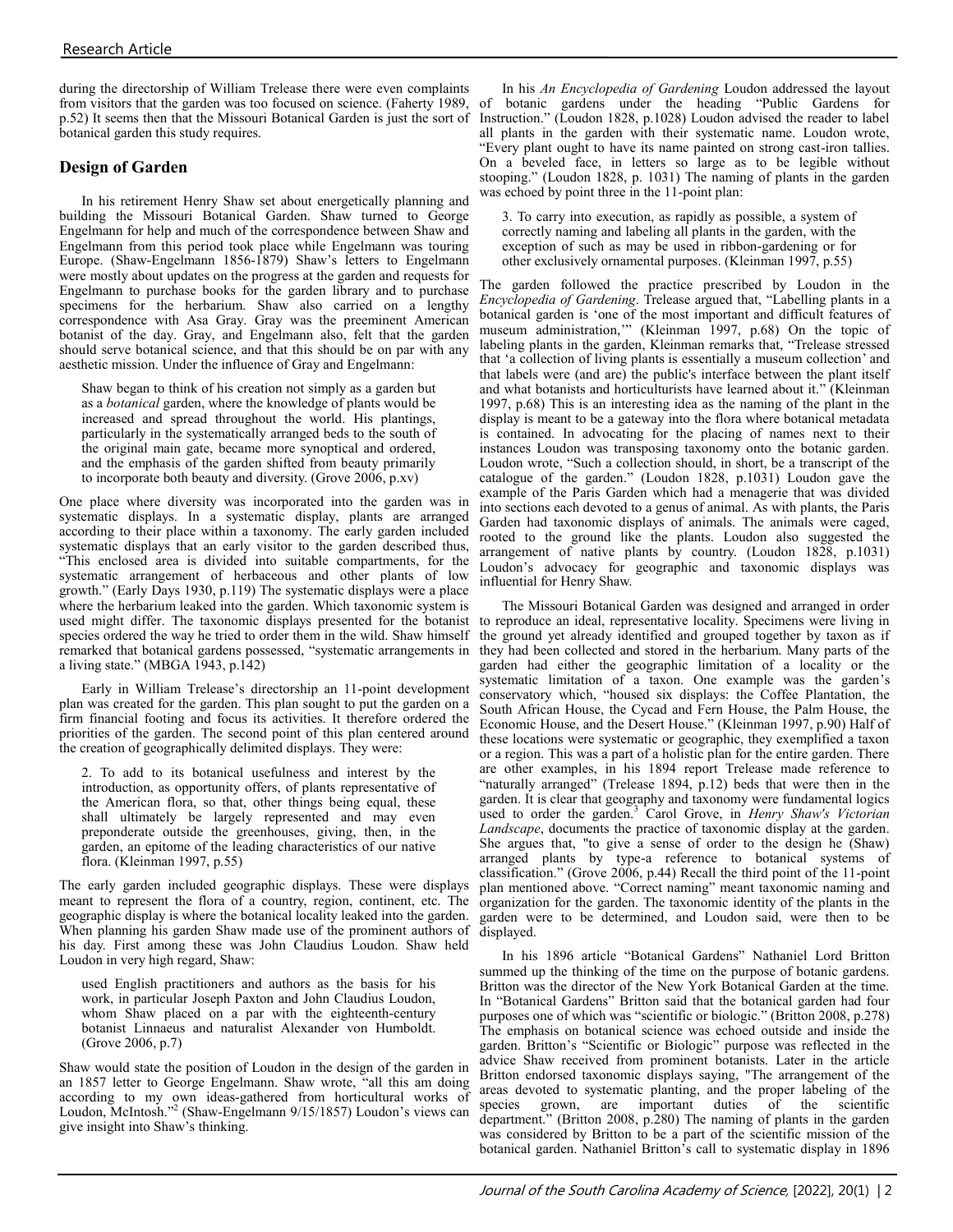during the directorship of William Trelease there were even complaints from visitors that the garden was too focused on science. (Faherty 1989, p.52) It seems then that the Missouri Botanical Garden is just the sort of botanical garden this study requires.

## Design of Garden

In his retirement Henry Shaw set about energetically planning and building the Missouri Botanical Garden. Shaw turned to George Engelmann for help and much of the correspondence between Shaw and Engelmann from this period took place while Engelmann was touring Europe. (Shaw-Engelmann 1856-1879) Shaw's letters to Engelmann were mostly about updates on the progress at the garden and requests for Engelmann to purchase books for the garden library and to purchase specimens for the herbarium. Shaw also carried on a lengthy correspondence with Asa Gray. Gray was the preeminent American botanist of the day. Gray, and Engelmann also, felt that the garden should serve botanical science, and that this should be on par with any aesthetic mission. Under the influence of Gray and Engelmann:

> Shaw began to think of his creation not simply as a garden but as a *botanical* garden, where the knowledge of plants would be increased and spread throughout the world. His plantings, particularly in the systematically arranged beds to the south of the original main gate, became more synoptical and ordered, and the emphasis of the garden shifted from beauty primarily to incorporate both beauty and diversity. (Grove 2006, p.xv)

One place where diversity was incorporated into the garden was in systematic displays. In a systematic display, plants are arranged according to their place within a taxonomy. The early garden included systematic displays that an early visitor to the garden described thus, "This enclosed area is divided into suitable compartments, for the systematic arrangement of herbaceous and other plants of low growth." (Early Days 1930, p.119) The systematic displays were a place where the herbarium leaked into the garden. Which taxonomic system is used might differ. The taxonomic displays presented for the botanist species ordered the way he tried to order them in the wild. Shaw himself remarked that botanical gardens possessed, "systematic arrangements in a living state." (MBGA 1943, p.142)

Early in William Trelease's directorship an 11-point development plan was created for the garden. This plan sought to put the garden on a firm financial footing and focus its activities. It therefore ordered the priorities of the garden. The second point of this plan centered around the creation of geographically delimited displays. They were:

> 2. To add to its botanical usefulness and interest by the introduction, as opportunity offers, of plants representative of the American flora, so that, other things being equal, these shall ultimately be largely represented and may even preponderate outside the greenhouses, giving, then, in the garden, an epitome of the leading characteristics of our native flora. (Kleinman 1997, p.55)

The early garden included geographic displays. These were displays meant to represent the flora of a country, region, continent, etc. The geographic display is where the botanical locality leaked into the garden. When planning his garden Shaw made use of the prominent authors of his day. First among these was John Claudius Loudon. Shaw held Loudon in very high regard, Shaw:

> used English practitioners and authors as the basis for his work, in particular Joseph Paxton and John Claudius Loudon, whom Shaw placed on a par with the eighteenth-century botanist Linnaeus and naturalist Alexander von Humboldt. (Grove 2006, p.7)

Shaw would state the position of Loudon in the design of the garden in an 1857 letter to George Engelmann. Shaw wrote, "all this am doing according to my own ideas-gathered from horticultural works of Loudon, McIntosh."[2] (Shaw-Engelmann 9/15/1857) Loudon's views can give insight into Shaw's thinking.

In his *An Encyclopedia of Gardening* Loudon addressed the layout of botanic gardens under the heading "Public Gardens for Instruction." (Loudon 1828, p.1028) Loudon advised the reader to label all plants in the garden with their systematic name. Loudon wrote, "Every plant ought to have its name painted on strong cast-iron tallies. On a beveled face, in letters so large as to be legible without stooping." (Loudon 1828, p. 1031) The naming of plants in the garden was echoed by point three in the 11-point plan:

> 3. To carry into execution, as rapidly as possible, a system of correctly naming and labeling all plants in the garden, with the exception of such as may be used in ribbon-gardening or for other exclusively ornamental purposes. (Kleinman 1997, p.55)

The garden followed the practice prescribed by Loudon in the *Encyclopedia of Gardening*. Trelease argued that, "Labelling plants in a botanical garden is 'one of the most important and difficult features of museum administration,'" (Kleinman 1997, p.68) On the topic of labeling plants in the garden, Kleinman remarks that, "Trelease stressed that 'a collection of living plants is essentially a museum collection' and that labels were (and are) the public's interface between the plant itself and what botanists and horticulturists have learned about it." (Kleinman 1997, p.68) This is an interesting idea as the naming of the plant in the display is meant to be a gateway into the flora where botanical metadata is contained. In advocating for the placing of names next to their instances Loudon was transposing taxonomy onto the botanic garden. Loudon wrote, "Such a collection should, in short, be a transcript of the catalogue of the garden." (Loudon 1828, p.1031) Loudon gave the example of the Paris Garden which had a menagerie that was divided into sections each devoted to a genus of animal. As with plants, the Paris Garden had taxonomic displays of animals. The animals were caged, rooted to the ground like the plants. Loudon also suggested the arrangement of native plants by country. (Loudon 1828, p.1031) Loudon's advocacy for geographic and taxonomic displays was influential for Henry Shaw.

The Missouri Botanical Garden was designed and arranged in order to reproduce an ideal, representative locality. Specimens were living in the ground yet already identified and grouped together by taxon as if they had been collected and stored in the herbarium. Many parts of the garden had either the geographic limitation of a locality or the systematic limitation of a taxon. One example was the garden's conservatory which, "housed six displays: the Coffee Plantation, the South African House, the Cycad and Fern House, the Palm House, the Economic House, and the Desert House." (Kleinman 1997, p.90) Half of these locations were systematic or geographic, they exemplified a taxon or a region. This was a part of a holistic plan for the entire garden. There are other examples, in his 1894 report Trelease made reference to "naturally arranged" (Trelease 1894, p.12) beds that were then in the garden. It is clear that geography and taxonomy were fundamental logics used to order the garden.[3] Carol Grove, in *Henry Shaw's Victorian Landscape*, documents the practice of taxonomic display at the garden. She argues that, "to give a sense of order to the design he (Shaw) arranged plants by type-a reference to botanical systems of classification." (Grove 2006, p.44) Recall the third point of the 11-point plan mentioned above. "Correct naming" meant taxonomic naming and organization for the garden. The taxonomic identity of the plants in the garden were to be determined, and Loudon said, were then to be displayed.

In his 1896 article "Botanical Gardens" Nathaniel Lord Britton summed up the thinking of the time on the purpose of botanic gardens. Britton was the director of the New York Botanical Garden at the time. In "Botanical Gardens" Britton said that the botanical garden had four purposes one of which was "scientific or biologic." (Britton 2008, p.278) The emphasis on botanical science was echoed outside and inside the garden. Britton's "Scientific or Biologic" purpose was reflected in the advice Shaw received from prominent botanists. Later in the article Britton endorsed taxonomic displays saying, "The arrangement of the areas devoted to systematic planting, and the proper labeling of the species grown, are important duties of the scientific department." (Britton 2008, p.280) The naming of plants in the garden was considered by Britton to be a part of the scientific mission of the botanical garden. Nathaniel Britton's call to systematic display in 1896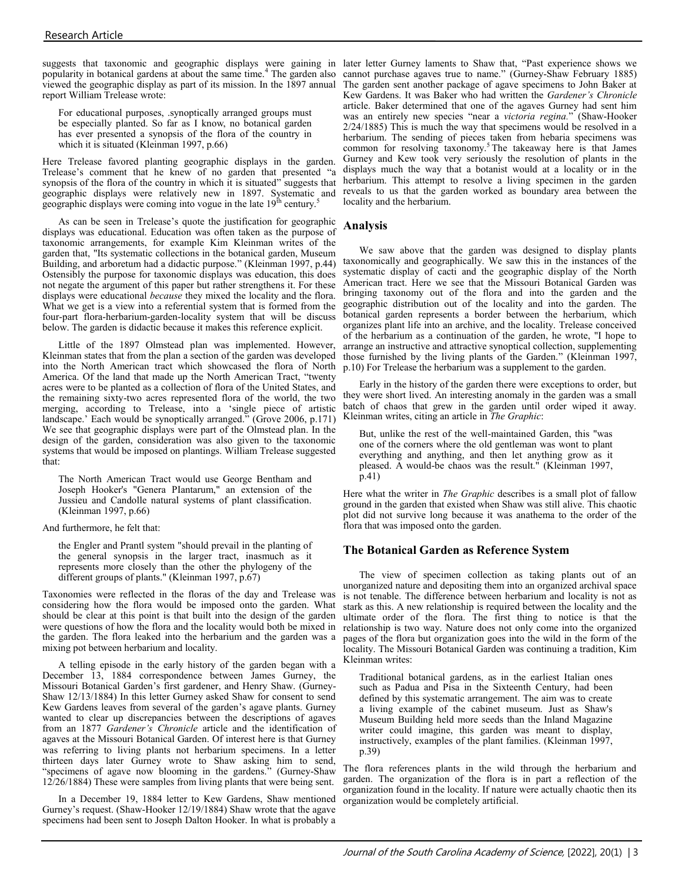suggests that taxonomic and geographic displays were gaining in popularity in botanical gardens at about the same time.[4] The garden also viewed the geographic display as part of its mission. In the 1897 annual report William Trelease wrote:

> For educational purposes, .synoptically arranged groups must be especially planted. So far as I know, no botanical garden has ever presented a synopsis of the flora of the country in which it is situated (Kleinman 1997, p.66)

Here Trelease favored planting geographic displays in the garden. Trelease's comment that he knew of no garden that presented "a synopsis of the flora of the country in which it is situated" suggests that geographic displays were relatively new in 1897. Systematic and geographic displays were coming into vogue in the late 19th century.[5]

As can be seen in Trelease's quote the justification for geographic displays was educational. Education was often taken as the purpose of taxonomic arrangements, for example Kim Kleinman writes of the garden that, "Its systematic collections in the botanical garden, Museum Building, and arboretum had a didactic purpose." (Kleinman 1997, p.44) Ostensibly the purpose for taxonomic displays was education, this does not negate the argument of this paper but rather strengthens it. For these displays were educational *because* they mixed the locality and the flora. What we get is a view into a referential system that is formed from the four-part flora-herbarium-garden-locality system that will be discuss below. The garden is didactic because it makes this reference explicit.

Little of the 1897 Olmstead plan was implemented. However, Kleinman states that from the plan a section of the garden was developed into the North American tract which showcased the flora of North America. Of the land that made up the North American Tract, "twenty acres were to be planted as a collection of flora of the United States, and the remaining sixty-two acres represented flora of the world, the two merging, according to Trelease, into a 'single piece of artistic landscape.' Each would be synoptically arranged." (Grove 2006, p.171) We see that geographic displays were part of the Olmstead plan. In the design of the garden, consideration was also given to the taxonomic systems that would be imposed on plantings. William Trelease suggested that:

> The North American Tract would use George Bentham and Joseph Hooker's "Genera PIantarum," an extension of the Jussieu and Candolle natural systems of plant classification. (Kleinman 1997, p.66)

And furthermore, he felt that:

> the Engler and Prantl system "should prevail in the planting of the general synopsis in the larger tract, inasmuch as it represents more closely than the other the phylogeny of the different groups of plants." (Kleinman 1997, p.67)

Taxonomies were reflected in the floras of the day and Trelease was considering how the flora would be imposed onto the garden. What should be clear at this point is that built into the design of the garden were questions of how the flora and the locality would both be mixed in the garden. The flora leaked into the herbarium and the garden was a mixing pot between herbarium and locality.

A telling episode in the early history of the garden began with a December 13, 1884 correspondence between James Gurney, the Missouri Botanical Garden's first gardener, and Henry Shaw. (Gurney-Shaw 12/13/1884) In this letter Gurney asked Shaw for consent to send Kew Gardens leaves from several of the garden's agave plants. Gurney wanted to clear up discrepancies between the descriptions of agaves from an 1877 *Gardener's Chronicle* article and the identification of agaves at the Missouri Botanical Garden. Of interest here is that Gurney was referring to living plants not herbarium specimens. In a letter thirteen days later Gurney wrote to Shaw asking him to send, "specimens of agave now blooming in the gardens." (Gurney-Shaw 12/26/1884) These were samples from living plants that were being sent.

In a December 19, 1884 letter to Kew Gardens, Shaw mentioned Gurney's request. (Shaw-Hooker 12/19/1884) Shaw wrote that the agave specimens had been sent to Joseph Dalton Hooker. In what is probably a later letter Gurney laments to Shaw that, "Past experience shows we cannot purchase agaves true to name." (Gurney-Shaw February 1885) The garden sent another package of agave specimens to John Baker at Kew Gardens. It was Baker who had written the *Gardener's Chronicle* article. Baker determined that one of the agaves Gurney had sent him was an entirely new species "near a *victoria regina.*" (Shaw-Hooker 2/24/1885) This is much the way that specimens would be resolved in a herbarium. The sending of pieces taken from hebaria specimens was common for resolving taxonomy.[5] The takeaway here is that James Gurney and Kew took very seriously the resolution of plants in the displays much the way that a botanist would at a locality or in the herbarium. This attempt to resolve a living specimen in the garden reveals to us that the garden worked as boundary area between the locality and the herbarium.

## Analysis

We saw above that the garden was designed to display plants taxonomically and geographically. We saw this in the instances of the systematic display of cacti and the geographic display of the North American tract. Here we see that the Missouri Botanical Garden was bringing taxonomy out of the flora and into the garden and the geographic distribution out of the locality and into the garden. The botanical garden represents a border between the herbarium, which organizes plant life into an archive, and the locality. Trelease conceived of the herbarium as a continuation of the garden, he wrote, "I hope to arrange an instructive and attractive synoptical collection, supplementing those furnished by the living plants of the Garden." (Kleinman 1997, p.10) For Trelease the herbarium was a supplement to the garden.

Early in the history of the garden there were exceptions to order, but they were short lived. An interesting anomaly in the garden was a small batch of chaos that grew in the garden until order wiped it away. Kleinman writes, citing an article in *The Graphic*:

> But, unlike the rest of the well-maintained Garden, this "was one of the corners where the old gentleman was wont to plant everything and anything, and then let anything grow as it pleased. A would-be chaos was the result." (Kleinman 1997, p.41)

Here what the writer in *The Graphic* describes is a small plot of fallow ground in the garden that existed when Shaw was still alive. This chaotic plot did not survive long because it was anathema to the order of the flora that was imposed onto the garden.

## The Botanical Garden as Reference System

The view of specimen collection as taking plants out of an unorganized nature and depositing them into an organized archival space is not tenable. The difference between herbarium and locality is not as stark as this. A new relationship is required between the locality and the ultimate order of the flora. The first thing to notice is that the relationship is two way. Nature does not only come into the organized pages of the flora but organization goes into the wild in the form of the locality. The Missouri Botanical Garden was continuing a tradition, Kim Kleinman writes:

> Traditional botanical gardens, as in the earliest Italian ones such as Padua and Pisa in the Sixteenth Century, had been defined by this systematic arrangement. The aim was to create a living example of the cabinet museum. Just as Shaw's Museum Building held more seeds than the Inland Magazine writer could imagine, this garden was meant to display, instructively, examples of the plant families. (Kleinman 1997, p.39)

The flora references plants in the wild through the herbarium and garden. The organization of the flora is in part a reflection of the organization found in the locality. If nature were actually chaotic then its organization would be completely artificial.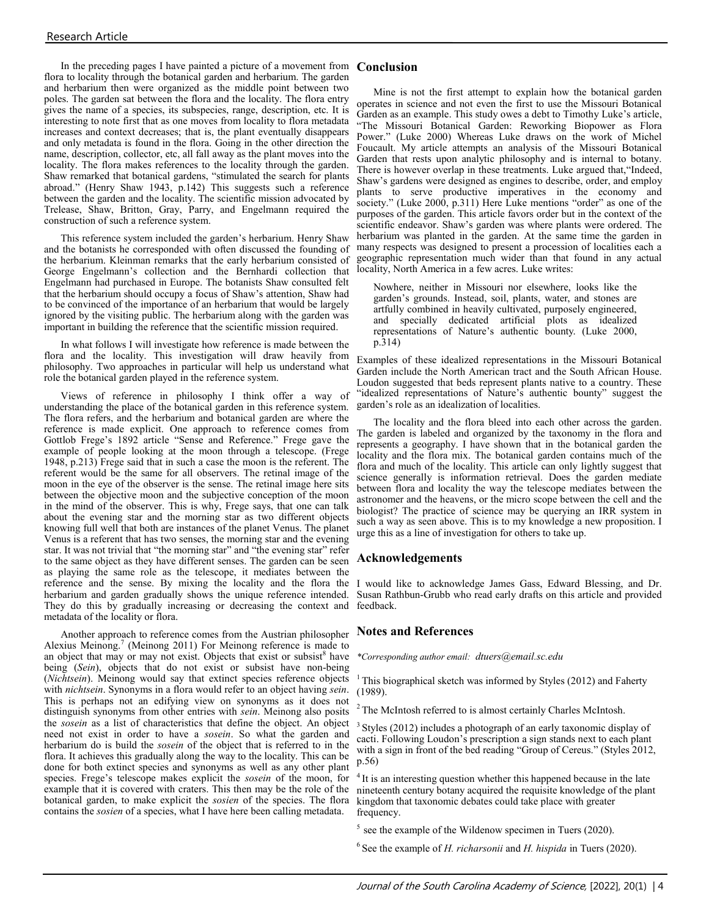In the preceding pages I have painted a picture of a movement from flora to locality through the botanical garden and herbarium. The garden and herbarium then were organized as the middle point between two poles. The garden sat between the flora and the locality. The flora entry gives the name of a species, its subspecies, range, description, etc. It is interesting to note first that as one moves from locality to flora metadata increases and context decreases; that is, the plant eventually disappears and only metadata is found in the flora. Going in the other direction the name, description, collector, etc, all fall away as the plant moves into the locality. The flora makes references to the locality through the garden. Shaw remarked that botanical gardens, "stimulated the search for plants abroad." (Henry Shaw 1943, p.142) This suggests such a reference between the garden and the locality. The scientific mission advocated by Trelease, Shaw, Britton, Gray, Parry, and Engelmann required the construction of such a reference system.

This reference system included the garden's herbarium. Henry Shaw and the botanists he corresponded with often discussed the founding of the herbarium. Kleinman remarks that the early herbarium consisted of George Engelmann's collection and the Bernhardi collection that Engelmann had purchased in Europe. The botanists Shaw consulted felt that the herbarium should occupy a focus of Shaw's attention, Shaw had to be convinced of the importance of an herbarium that would be largely ignored by the visiting public. The herbarium along with the garden was important in building the reference that the scientific mission required.

In what follows I will investigate how reference is made between the flora and the locality. This investigation will draw heavily from philosophy. Two approaches in particular will help us understand what role the botanical garden played in the reference system.

Views of reference in philosophy I think offer a way of understanding the place of the botanical garden in this reference system. The flora refers, and the herbarium and botanical garden are where the reference is made explicit. One approach to reference comes from Gottlob Frege's 1892 article "Sense and Reference." Frege gave the example of people looking at the moon through a telescope. (Frege 1948, p.213) Frege said that in such a case the moon is the referent. The referent would be the same for all observers. The retinal image of the moon in the eye of the observer is the sense. The retinal image here sits between the objective moon and the subjective conception of the moon in the mind of the observer. This is why, Frege says, that one can talk about the evening star and the morning star as two different objects knowing full well that both are instances of the planet Venus. The planet Venus is a referent that has two senses, the morning star and the evening star. It was not trivial that "the morning star" and "the evening star" refer to the same object as they have different senses. The garden can be seen as playing the same role as the telescope, it mediates between the reference and the sense. By mixing the locality and the flora the herbarium and garden gradually shows the unique reference intended. They do this by gradually increasing or decreasing the context and metadata of the locality or flora.

Another approach to reference comes from the Austrian philosopher Alexius Meinong.[7] (Meinong 2011) For Meinong reference is made to an object that may or may not exist. Objects that exist or subsist[8] have being (*Sein*), objects that do not exist or subsist have non-being (*Nichtsein*). Meinong would say that extinct species reference objects with *nichtsein*. Synonyms in a flora would refer to an object having *sein*. This is perhaps not an edifying view on synonyms as it does not distinguish synonyms from other entries with *sein*. Meinong also posits the *sosein* as a list of characteristics that define the object. An object need not exist in order to have a *sosein*. So what the garden and herbarium do is build the *sosein* of the object that is referred to in the flora. It achieves this gradually along the way to the locality. This can be done for both extinct species and synonyms as well as any other plant species. Frege's telescope makes explicit the *sosein* of the moon, for example that it is covered with craters. This then may be the role of the botanical garden, to make explicit the *sosien* of the species. The flora contains the *sosien* of a species, what I have here been calling metadata.

## Conclusion

Mine is not the first attempt to explain how the botanical garden operates in science and not even the first to use the Missouri Botanical Garden as an example. This study owes a debt to Timothy Luke's article, "The Missouri Botanical Garden: Reworking Biopower as Flora Power." (Luke 2000) Whereas Luke draws on the work of Michel Foucault. My article attempts an analysis of the Missouri Botanical Garden that rests upon analytic philosophy and is internal to botany. There is however overlap in these treatments. Luke argued that,"Indeed, Shaw's gardens were designed as engines to describe, order, and employ plants to serve productive imperatives in the economy and society." (Luke 2000, p.311) Here Luke mentions "order" as one of the purposes of the garden. This article favors order but in the context of the scientific endeavor. Shaw's garden was where plants were ordered. The herbarium was planted in the garden. At the same time the garden in many respects was designed to present a procession of localities each a geographic representation much wider than that found in any actual locality, North America in a few acres. Luke writes:

> Nowhere, neither in Missouri nor elsewhere, looks like the garden's grounds. Instead, soil, plants, water, and stones are artfully combined in heavily cultivated, purposely engineered, and specially dedicated artificial plots as idealized representations of Nature's authentic bounty. (Luke 2000, p.314)

Examples of these idealized representations in the Missouri Botanical Garden include the North American tract and the South African House. Loudon suggested that beds represent plants native to a country. These "idealized representations of Nature's authentic bounty" suggest the garden's role as an idealization of localities.

The locality and the flora bleed into each other across the garden. The garden is labeled and organized by the taxonomy in the flora and represents a geography. I have shown that in the botanical garden the locality and the flora mix. The botanical garden contains much of the flora and much of the locality. This article can only lightly suggest that science generally is information retrieval. Does the garden mediate between flora and locality the way the telescope mediates between the astronomer and the heavens, or the micro scope between the cell and the biologist? The practice of science may be querying an IRR system in such a way as seen above. This is to my knowledge a new proposition. I urge this as a line of investigation for others to take up.

## Acknowledgements

I would like to acknowledge James Gass, Edward Blessing, and Dr. Susan Rathbun-Grubb who read early drafts on this article and provided feedback.

## Notes and References

*\*Corresponding author email: dtuers@email.sc.edu*

[1] This biographical sketch was informed by Styles (2012) and Faherty (1989).

[2] The McIntosh referred to is almost certainly Charles McIntosh.

[3] Styles (2012) includes a photograph of an early taxonomic display of cacti. Following Loudon's prescription a sign stands next to each plant with a sign in front of the bed reading "Group of Cereus." (Styles 2012, p.56)

[4] It is an interesting question whether this happened because in the late nineteenth century botany acquired the requisite knowledge of the plant kingdom that taxonomic debates could take place with greater frequency.

[5] see the example of the Wildenow specimen in Tuers (2020).

[6] See the example of *H. richarsonii* and *H. hispida* in Tuers (2020).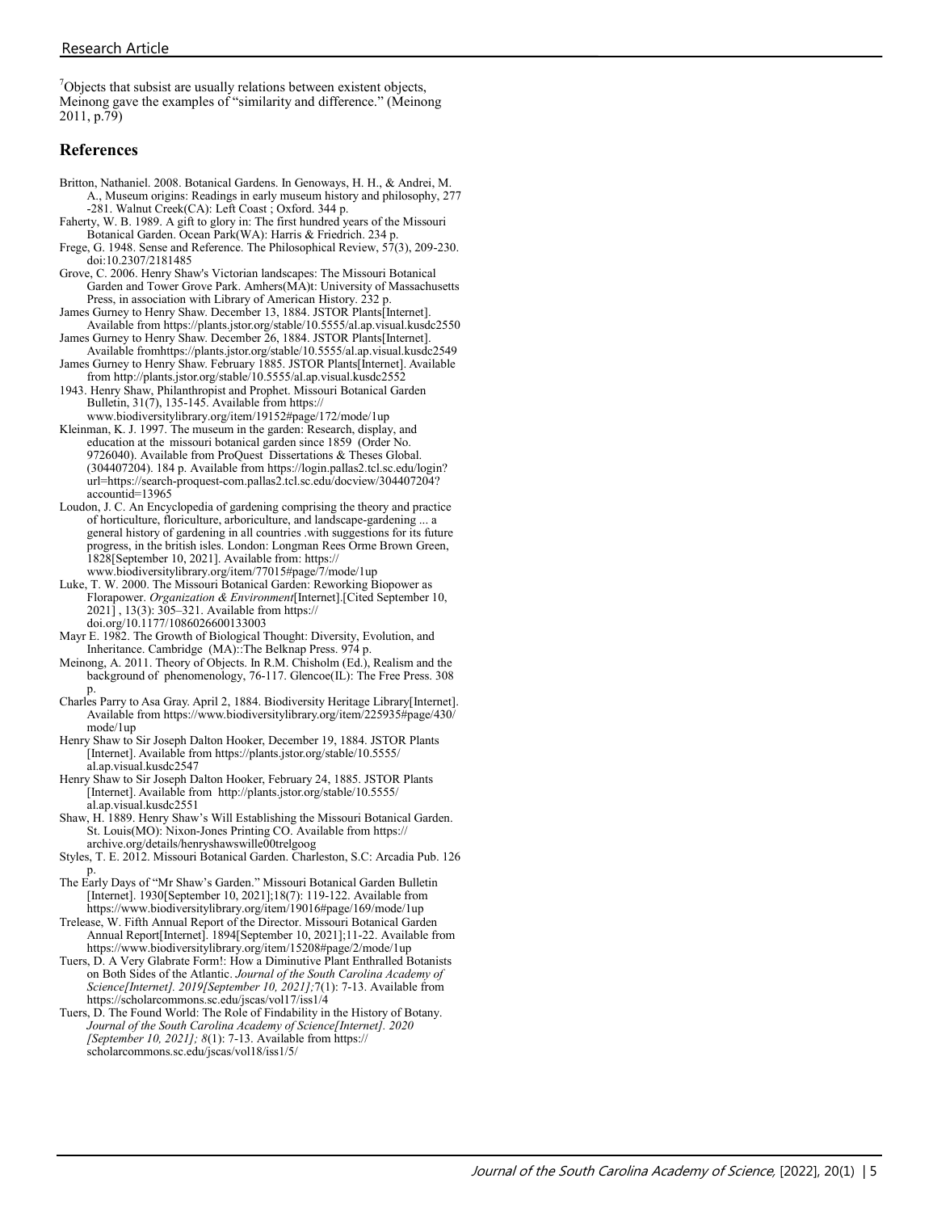[7]Objects that subsist are usually relations between existent objects, Meinong gave the examples of "similarity and difference." (Meinong 2011, p.79)

## References

Britton, Nathaniel. 2008. Botanical Gardens. In Genoways, H. H., & Andrei, M. A., Museum origins: Readings in early museum history and philosophy, 277 -281. Walnut Creek(CA): Left Coast ; Oxford. 344 p.

Faherty, W. B. 1989. A gift to glory in: The first hundred years of the Missouri Botanical Garden. Ocean Park(WA): Harris & Friedrich. 234 p.

Frege, G. 1948. Sense and Reference. The Philosophical Review, 57(3), 209-230. doi:10.2307/2181485

Grove, C. 2006. Henry Shaw's Victorian landscapes: The Missouri Botanical Garden and Tower Grove Park. Amhers(MA)t: University of Massachusetts Press, in association with Library of American History. 232 p.

James Gurney to Henry Shaw. December 13, 1884. JSTOR Plants[Internet]. Available from https://plants.jstor.org/stable/10.5555/al.ap.visual.kusdc2550

James Gurney to Henry Shaw. December 26, 1884. JSTOR Plants[Internet]. Available fromhttps://plants.jstor.org/stable/10.5555/al.ap.visual.kusdc2549

James Gurney to Henry Shaw. February 1885. JSTOR Plants[Internet]. Available from http://plants.jstor.org/stable/10.5555/al.ap.visual.kusdc2552

1943. Henry Shaw, Philanthropist and Prophet. Missouri Botanical Garden Bulletin, 31(7), 135-145. Available from https://www.biodiversitylibrary.org/item/19152#page/172/mode/1up

Kleinman, K. J. 1997. The museum in the garden: Research, display, and education at the missouri botanical garden since 1859 (Order No. 9726040). Available from ProQuest Dissertations & Theses Global. (304407204). 184 p. Available from https://login.pallas2.tcl.sc.edu/login?url=https://search-proquest-com.pallas2.tcl.sc.edu/docview/304407204?accountid=13965

Loudon, J. C. An Encyclopedia of gardening comprising the theory and practice of horticulture, floriculture, arboriculture, and landscape-gardening ... a general history of gardening in all countries .with suggestions for its future progress, in the british isles. London: Longman Rees Orme Brown Green, 1828[September 10, 2021]. Available from: https://www.biodiversitylibrary.org/item/77015#page/7/mode/1up

Luke, T. W. 2000. The Missouri Botanical Garden: Reworking Biopower as Florapower. *Organization & Environment*[Internet].[Cited September 10, 2021] , 13(3): 305–321. Available from https://doi.org/10.1177/1086026600133003

Mayr E. 1982. The Growth of Biological Thought: Diversity, Evolution, and Inheritance. Cambridge (MA)::The Belknap Press. 974 p.

Meinong, A. 2011. Theory of Objects. In R.M. Chisholm (Ed.), Realism and the background of phenomenology, 76-117. Glencoe(IL): The Free Press. 308 p.

Charles Parry to Asa Gray. April 2, 1884. Biodiversity Heritage Library[Internet]. Available from https://www.biodiversitylibrary.org/item/225935#page/430/mode/1up

Henry Shaw to Sir Joseph Dalton Hooker, December 19, 1884. JSTOR Plants [Internet]. Available from https://plants.jstor.org/stable/10.5555/al.ap.visual.kusdc2547

Henry Shaw to Sir Joseph Dalton Hooker, February 24, 1885. JSTOR Plants [Internet]. Available from http://plants.jstor.org/stable/10.5555/al.ap.visual.kusdc2551

Shaw, H. 1889. Henry Shaw's Will Establishing the Missouri Botanical Garden. St. Louis(MO): Nixon-Jones Printing CO. Available from https://archive.org/details/henryshawswille00trelgoog

Styles, T. E. 2012. Missouri Botanical Garden. Charleston, S.C: Arcadia Pub. 126 p.

The Early Days of "Mr Shaw's Garden." Missouri Botanical Garden Bulletin [Internet]. 1930[September 10, 2021];18(7): 119-122. Available from https://www.biodiversitylibrary.org/item/19016#page/169/mode/1up

Trelease, W. Fifth Annual Report of the Director. Missouri Botanical Garden Annual Report[Internet]. 1894[September 10, 2021];11-22. Available from https://www.biodiversitylibrary.org/item/15208#page/2/mode/1up

Tuers, D. A Very Glabrate Form!: How a Diminutive Plant Enthralled Botanists on Both Sides of the Atlantic. *Journal of the South Carolina Academy of Science[Internet]. 2019[September 10, 2021];*7(1): 7-13. Available from https://scholarcommons.sc.edu/jscas/vol17/iss1/4

Tuers, D. The Found World: The Role of Findability in the History of Botany. *Journal of the South Carolina Academy of Science[Internet]. 2020 [September 10, 2021]; 8*(1): 7-13. Available from https://scholarcommons.sc.edu/jscas/vol18/iss1/5/